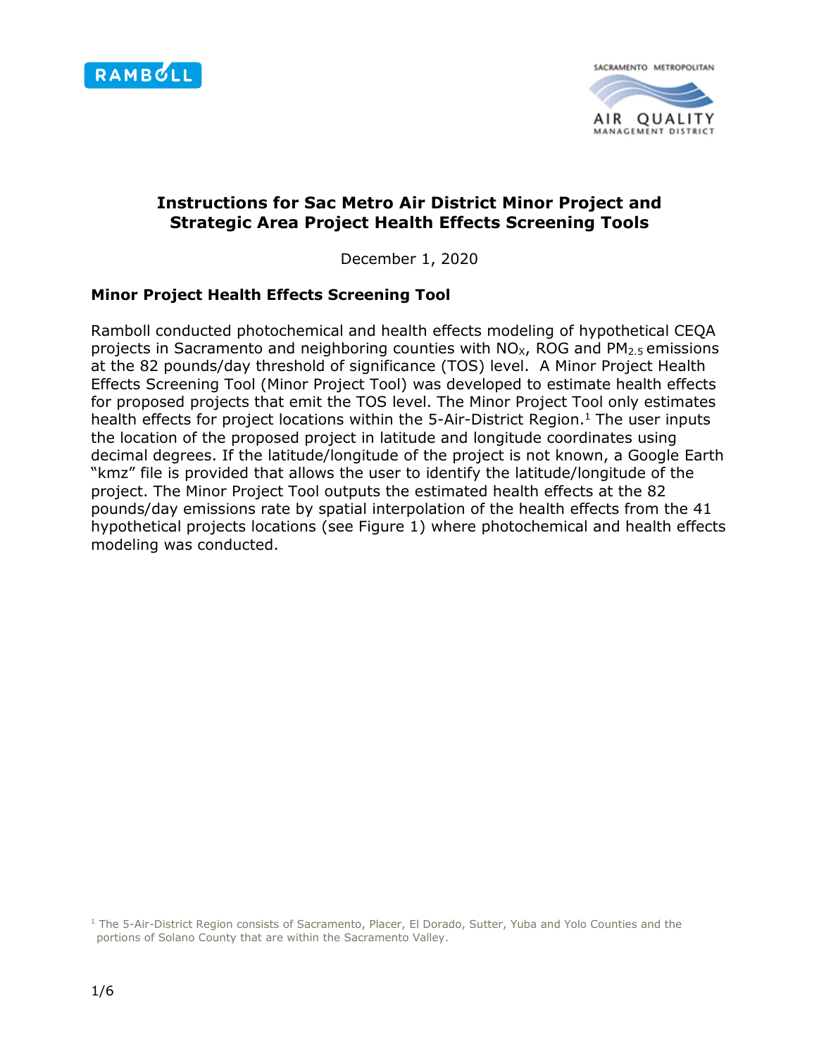# Instructions for Sac Metro Air District Minor Project and Strategic Area Project Health Effects Screening Tools

December 1, 2020

## Minor Project Health Effects Screening Tool

Ramboll conducted photochemical and health effects modeling of hypothetical CEQA projects in Sacramento and neighboring counties with $NO_X$, ROG and $PM_{2.5}$ emissions at the 82 pounds/day threshold of significance (TOS) level. A Minor Project Health Effects Screening Tool (Minor Project Tool) was developed to estimate health effects for proposed projects that emit the TOS level. The Minor Project Tool only estimates health effects for project locations within the 5-Air-District Region.[1] The user inputs the location of the proposed project in latitude and longitude coordinates using decimal degrees. If the latitude/longitude of the project is not known, a Google Earth "kmz" file is provided that allows the user to identify the latitude/longitude of the project. The Minor Project Tool outputs the estimated health effects at the 82 pounds/day emissions rate by spatial interpolation of the health effects from the 41 hypothetical projects locations (see Figure 1) where photochemical and health effects modeling was conducted.

[1] The 5-Air-District Region consists of Sacramento, Placer, El Dorado, Sutter, Yuba and Yolo Counties and the portions of Solano County that are within the Sacramento Valley.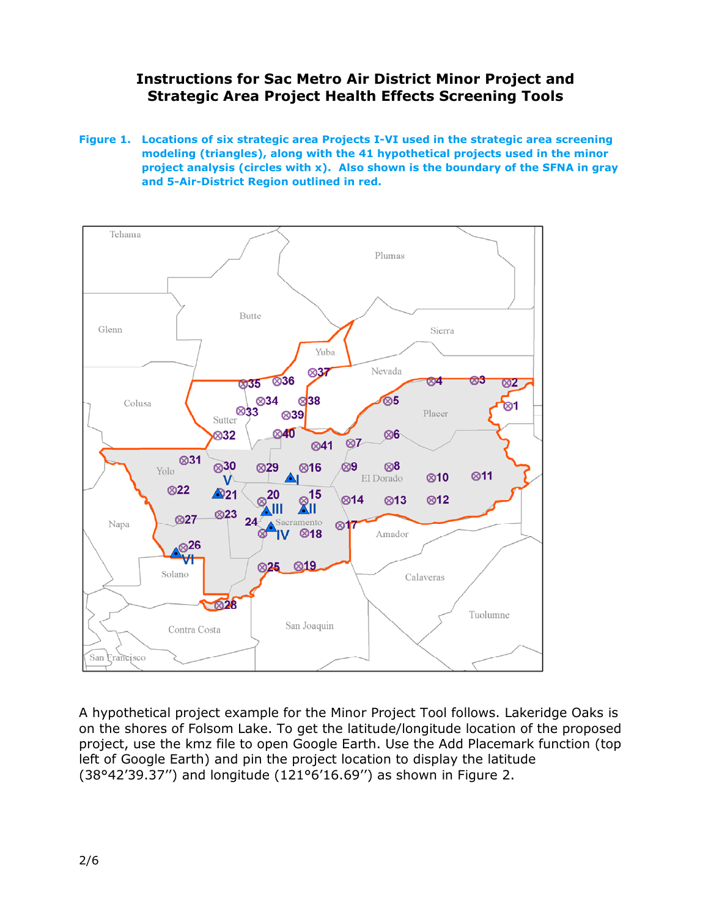# Instructions for Sac Metro Air District Minor Project and Strategic Area Project Health Effects Screening Tools

**Figure 1. Locations of six strategic area Projects I-VI used in the strategic area screening modeling (triangles), along with the 41 hypothetical projects used in the minor project analysis (circles with x). Also shown is the boundary of the SFNA in gray and 5-Air-District Region outlined in red.**

A hypothetical project example for the Minor Project Tool follows. Lakeridge Oaks is on the shores of Folsom Lake. To get the latitude/longitude location of the proposed project, use the kmz file to open Google Earth. Use the Add Placemark function (top left of Google Earth) and pin the project location to display the latitude (38°42’39.37’’) and longitude (121°6’16.69’’) as shown in Figure 2.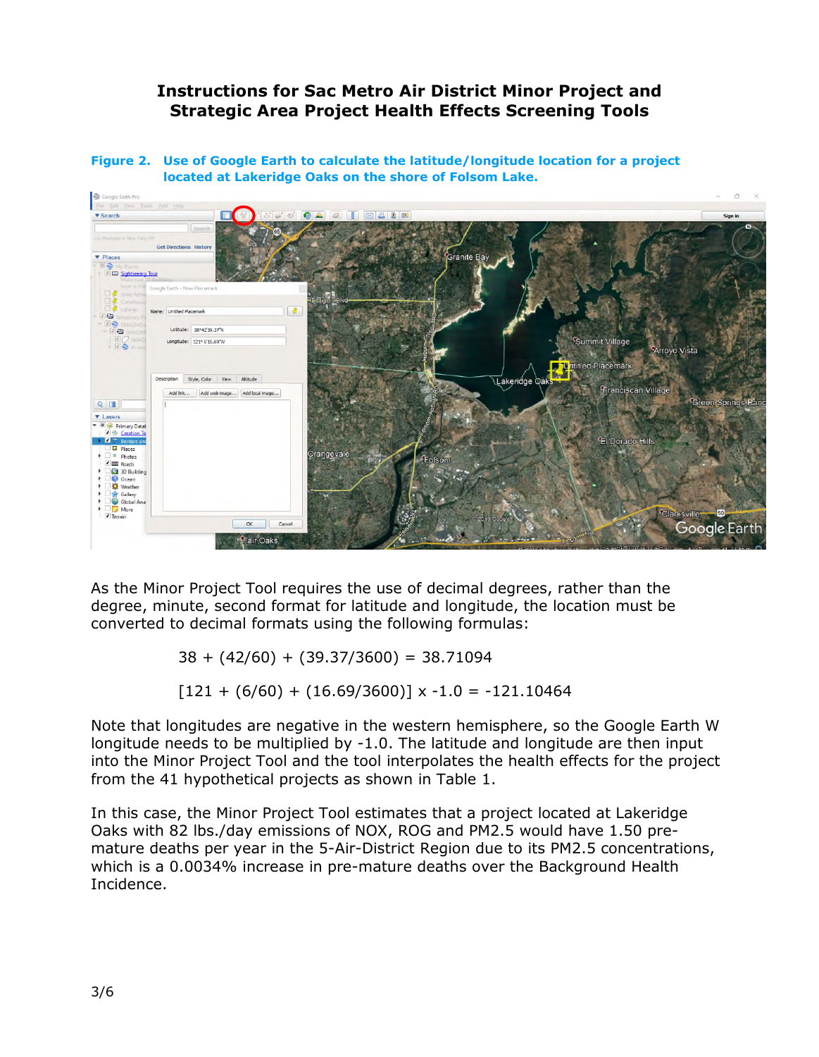# Instructions for Sac Metro Air District Minor Project and Strategic Area Project Health Effects Screening Tools

**Figure 2. Use of Google Earth to calculate the latitude/longitude location for a project located at Lakeridge Oaks on the shore of Folsom Lake.**

As the Minor Project Tool requires the use of decimal degrees, rather than the degree, minute, second format for latitude and longitude, the location must be converted to decimal formats using the following formulas:

$$38 + (42/60) + (39.37/3600) = 38.71094$$

$$[121 + (6/60) + (16.69/3600)] \times -1.0 = -121.10464$$

Note that longitudes are negative in the western hemisphere, so the Google Earth W longitude needs to be multiplied by -1.0. The latitude and longitude are then input into the Minor Project Tool and the tool interpolates the health effects for the project from the 41 hypothetical projects as shown in Table 1.

In this case, the Minor Project Tool estimates that a project located at Lakeridge Oaks with 82 lbs./day emissions of NOX, ROG and PM2.5 would have 1.50 pre-mature deaths per year in the 5-Air-District Region due to its PM2.5 concentrations, which is a 0.0034% increase in pre-mature deaths over the Background Health Incidence.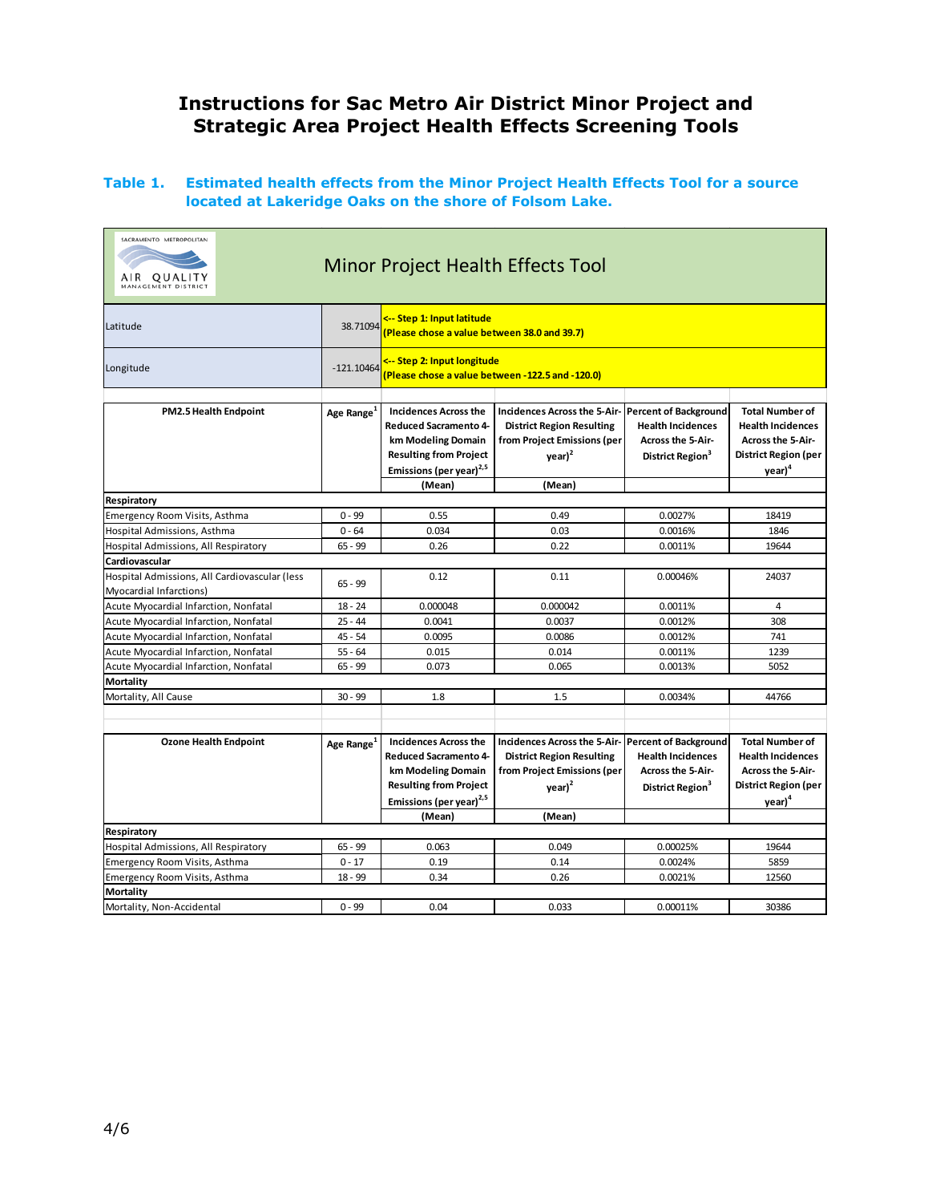# Instructions for Sac Metro Air District Minor Project and Strategic Area Project Health Effects Screening Tools

**Table 1. Estimated health effects from the Minor Project Health Effects Tool for a source located at Lakeridge Oaks on the shore of Folsom Lake.**

SACRAMENTO METROPOLITAN AIR QUALITY MANAGEMENT DISTRICT

## Minor Project Health Effects Tool

| | | |
|---|---|---|
| Latitude | 38.71094 | <-- Step 1: Input latitude (Please chose a value between 38.0 and 39.7) |
| Longitude | -121.10464 | <-- Step 2: Input longitude (Please chose a value between -122.5 and -120.0) |

| PM2.5 Health Endpoint | Age Range[1] | Incidences Across the Reduced Sacramento 4-km Modeling Domain Resulting from Project Emissions (per year)[2,5] (Mean) | Incidences Across the 5-Air-District Region Resulting from Project Emissions (per year)[2] (Mean) | Percent of Background Health Incidences Across the 5-Air-District Region[3] | Total Number of Health Incidences Across the 5-Air-District Region (per year)[4] |
|---|---|---|---|---|---|
| **Respiratory** | | | | | |
| Emergency Room Visits, Asthma | 0 - 99 | 0.55 | 0.49 | 0.0027% | 18419 |
| Hospital Admissions, Asthma | 0 - 64 | 0.034 | 0.03 | 0.0016% | 1846 |
| Hospital Admissions, All Respiratory | 65 - 99 | 0.26 | 0.22 | 0.0011% | 19644 |
| **Cardiovascular** | | | | | |
| Hospital Admissions, All Cardiovascular (less Myocardial Infarctions) | 65 - 99 | 0.12 | 0.11 | 0.00046% | 24037 |
| Acute Myocardial Infarction, Nonfatal | 18 - 24 | 0.000048 | 0.000042 | 0.0011% | 4 |
| Acute Myocardial Infarction, Nonfatal | 25 - 44 | 0.0041 | 0.0037 | 0.0012% | 308 |
| Acute Myocardial Infarction, Nonfatal | 45 - 54 | 0.0095 | 0.0086 | 0.0012% | 741 |
| Acute Myocardial Infarction, Nonfatal | 55 - 64 | 0.015 | 0.014 | 0.0011% | 1239 |
| Acute Myocardial Infarction, Nonfatal | 65 - 99 | 0.073 | 0.065 | 0.0013% | 5052 |
| **Mortality** | | | | | |
| Mortality, All Cause | 30 - 99 | 1.8 | 1.5 | 0.0034% | 44766 |

| Ozone Health Endpoint | Age Range[1] | Incidences Across the Reduced Sacramento 4-km Modeling Domain Resulting from Project Emissions (per year)[2,5] (Mean) | Incidences Across the 5-Air-District Region Resulting from Project Emissions (per year)[2] (Mean) | Percent of Background Health Incidences Across the 5-Air-District Region[3] | Total Number of Health Incidences Across the 5-Air-District Region (per year)[4] |
|---|---|---|---|---|---|
| **Respiratory** | | | | | |
| Hospital Admissions, All Respiratory | 65 - 99 | 0.063 | 0.049 | 0.00025% | 19644 |
| Emergency Room Visits, Asthma | 0 - 17 | 0.19 | 0.14 | 0.0024% | 5859 |
| Emergency Room Visits, Asthma | 18 - 99 | 0.34 | 0.26 | 0.0021% | 12560 |
| **Mortality** | | | | | |
| Mortality, Non-Accidental | 0 - 99 | 0.04 | 0.033 | 0.00011% | 30386 |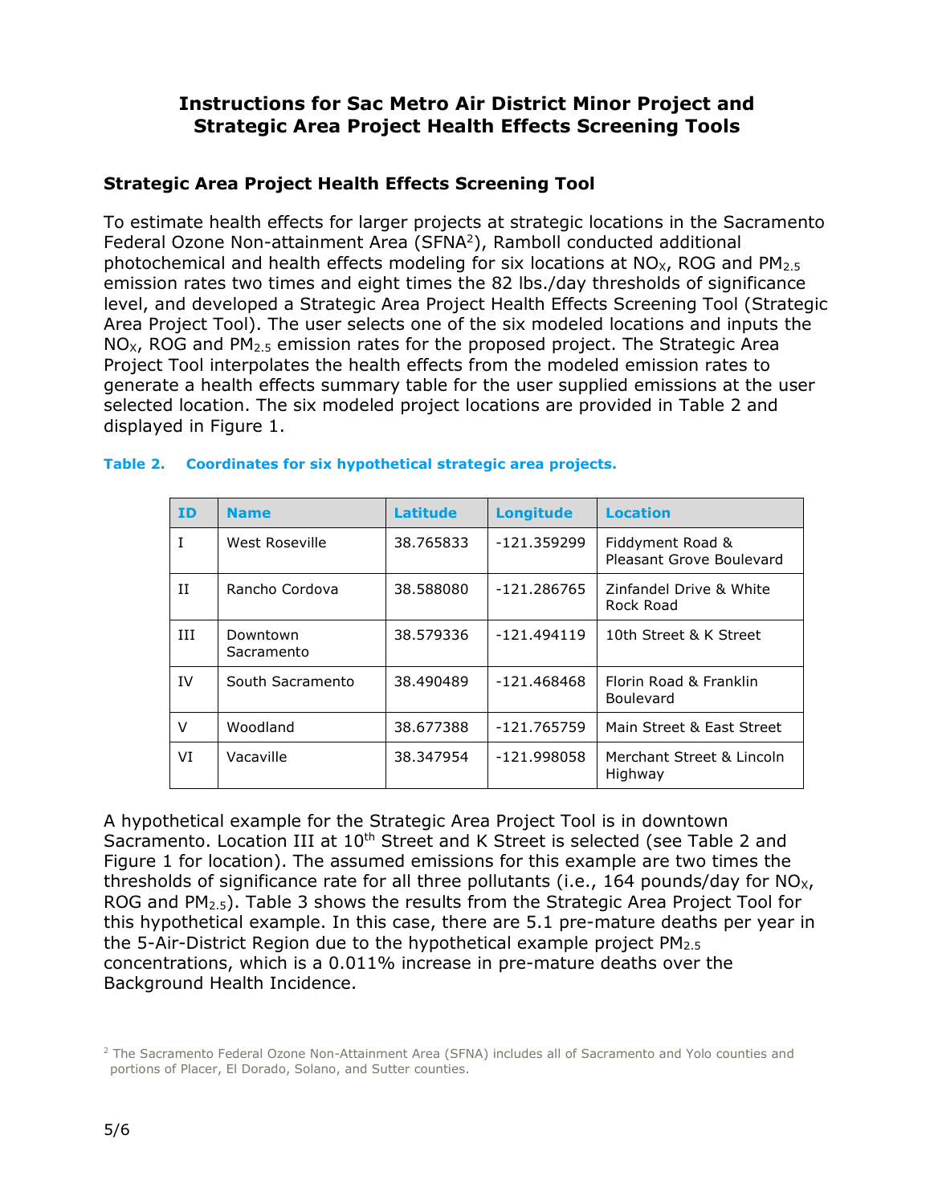## Instructions for Sac Metro Air District Minor Project and Strategic Area Project Health Effects Screening Tools

### Strategic Area Project Health Effects Screening Tool

To estimate health effects for larger projects at strategic locations in the Sacramento Federal Ozone Non-attainment Area (SFNA[2]), Ramboll conducted additional photochemical and health effects modeling for six locations at $NO_X$, ROG and $PM_{2.5}$ emission rates two times and eight times the 82 lbs./day thresholds of significance level, and developed a Strategic Area Project Health Effects Screening Tool (Strategic Area Project Tool). The user selects one of the six modeled locations and inputs the $NO_X$, ROG and $PM_{2.5}$ emission rates for the proposed project. The Strategic Area Project Tool interpolates the health effects from the modeled emission rates to generate a health effects summary table for the user supplied emissions at the user selected location. The six modeled project locations are provided in Table 2 and displayed in Figure 1.

**Table 2. Coordinates for six hypothetical strategic area projects.**

| ID | Name | Latitude | Longitude | Location |
|---|---|---|---|---|
| I | West Roseville | 38.765833 | -121.359299 | Fiddyment Road & Pleasant Grove Boulevard |
| II | Rancho Cordova | 38.588080 | -121.286765 | Zinfandel Drive & White Rock Road |
| III | Downtown Sacramento | 38.579336 | -121.494119 | 10th Street & K Street |
| IV | South Sacramento | 38.490489 | -121.468468 | Florin Road & Franklin Boulevard |
| V | Woodland | 38.677388 | -121.765759 | Main Street & East Street |
| VI | Vacaville | 38.347954 | -121.998058 | Merchant Street & Lincoln Highway |

A hypothetical example for the Strategic Area Project Tool is in downtown Sacramento. Location III at 10$^{th}$ Street and K Street is selected (see Table 2 and Figure 1 for location). The assumed emissions for this example are two times the thresholds of significance rate for all three pollutants (i.e., 164 pounds/day for $NO_X$, ROG and $PM_{2.5}$). Table 3 shows the results from the Strategic Area Project Tool for this hypothetical example. In this case, there are 5.1 pre-mature deaths per year in the 5-Air-District Region due to the hypothetical example project $PM_{2.5}$ concentrations, which is a 0.011% increase in pre-mature deaths over the Background Health Incidence.

[2] The Sacramento Federal Ozone Non-Attainment Area (SFNA) includes all of Sacramento and Yolo counties and portions of Placer, El Dorado, Solano, and Sutter counties.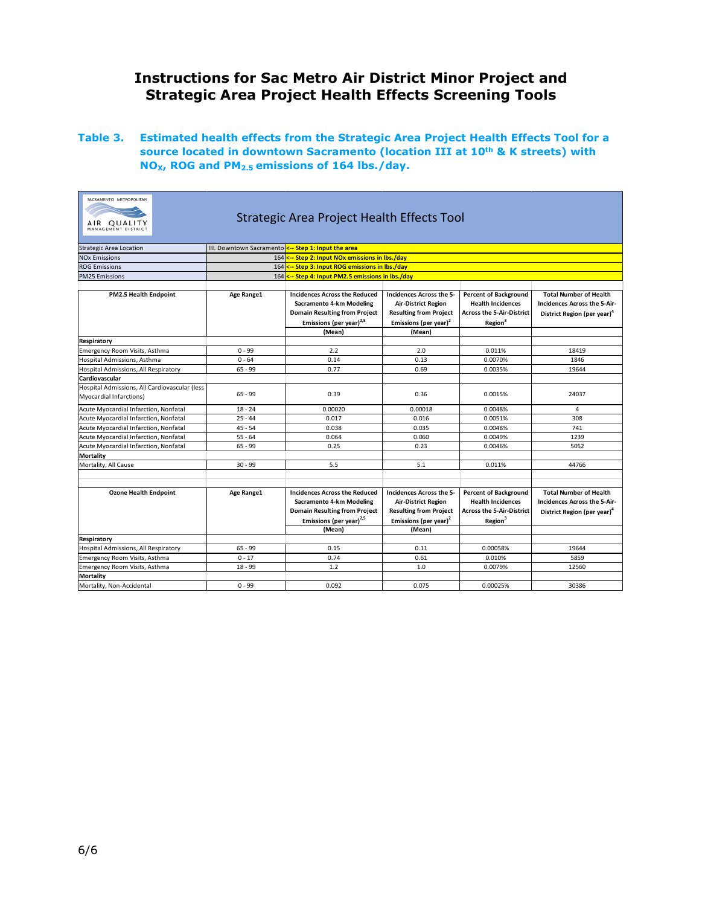# Instructions for Sac Metro Air District Minor Project and Strategic Area Project Health Effects Screening Tools

### Table 3. Estimated health effects from the Strategic Area Project Health Effects Tool for a source located in downtown Sacramento (location III at 10th & K streets) with $NO_X$, ROG and $PM_{2.5}$ emissions of 164 lbs./day.

SACRAMENTO METROPOLITAN AIR QUALITY MANAGEMENT DISTRICT

**Strategic Area Project Health Effects Tool**

| | | |
|---|---|---|
| Strategic Area Location | III. Downtown Sacramento | <-- Step 1: Input the area |
| NOx Emissions | 164 | <-- Step 2: Input NOx emissions in lbs./day |
| ROG Emissions | 164 | <-- Step 3: Input ROG emissions in lbs./day |
| PM25 Emissions | 164 | <-- Step 4: Input PM2.5 emissions in lbs./day |

| PM2.5 Health Endpoint | Age Range1 | Incidences Across the Reduced Sacramento 4-km Modeling Domain Resulting from Project Emissions (per year)[2,5] (Mean) | Incidences Across the 5-Air-District Region Resulting from Project Emissions (per year)[2] (Mean) | Percent of Background Health Incidences Across the 5-Air-District Region[3] | Total Number of Health Incidences Across the 5-Air-District Region (per year)[4] |
|---|---|---|---|---|---|
| **Respiratory** | | | | | |
| Emergency Room Visits, Asthma | 0 - 99 | 2.2 | 2.0 | 0.011% | 18419 |
| Hospital Admissions, Asthma | 0 - 64 | 0.14 | 0.13 | 0.0070% | 1846 |
| Hospital Admissions, All Respiratory | 65 - 99 | 0.77 | 0.69 | 0.0035% | 19644 |
| **Cardiovascular** | | | | | |
| Hospital Admissions, All Cardiovascular (less Myocardial Infarctions) | 65 - 99 | 0.39 | 0.36 | 0.0015% | 24037 |
| Acute Myocardial Infarction, Nonfatal | 18 - 24 | 0.00020 | 0.00018 | 0.0048% | 4 |
| Acute Myocardial Infarction, Nonfatal | 25 - 44 | 0.017 | 0.016 | 0.0051% | 308 |
| Acute Myocardial Infarction, Nonfatal | 45 - 54 | 0.038 | 0.035 | 0.0048% | 741 |
| Acute Myocardial Infarction, Nonfatal | 55 - 64 | 0.064 | 0.060 | 0.0049% | 1239 |
| Acute Myocardial Infarction, Nonfatal | 65 - 99 | 0.25 | 0.23 | 0.0046% | 5052 |
| **Mortality** | | | | | |
| Mortality, All Cause | 30 - 99 | 5.5 | 5.1 | 0.011% | 44766 |

| Ozone Health Endpoint | Age Range1 | Incidences Across the Reduced Sacramento 4-km Modeling Domain Resulting from Project Emissions (per year)[2,5] (Mean) | Incidences Across the 5-Air-District Region Resulting from Project Emissions (per year)[2] (Mean) | Percent of Background Health Incidences Across the 5-Air-District Region[3] | Total Number of Health Incidences Across the 5-Air-District Region (per year)[4] |
|---|---|---|---|---|---|
| **Respiratory** | | | | | |
| Hospital Admissions, All Respiratory | 65 - 99 | 0.15 | 0.11 | 0.00058% | 19644 |
| Emergency Room Visits, Asthma | 0 - 17 | 0.74 | 0.61 | 0.010% | 5859 |
| Emergency Room Visits, Asthma | 18 - 99 | 1.2 | 1.0 | 0.0079% | 12560 |
| **Mortality** | | | | | |
| Mortality, Non-Accidental | 0 - 99 | 0.092 | 0.075 | 0.00025% | 30386 |